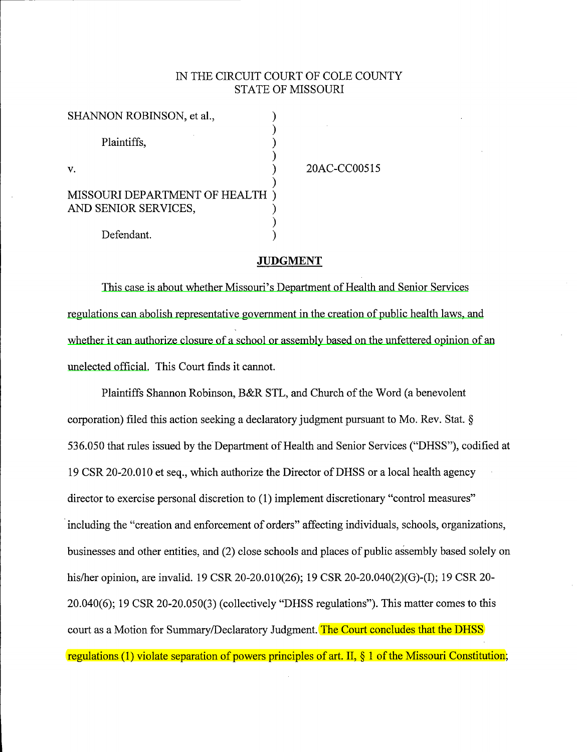IN THE CIRCUIT COURT OF COLE COUNTY
STATE OF MISSOURI

| | | |
|---|---|---|
| SHANNON ROBINSON, et al., | ) | |
| Plaintiffs, | ) | |
| v. | ) | 20AC-CC00515 |
| MISSOURI DEPARTMENT OF HEALTH AND SENIOR SERVICES, | ) | |
| Defendant. | ) | |

## JUDGMENT

This case is about whether Missouri's Department of Health and Senior Services regulations can abolish representative government in the creation of public health laws, and whether it can authorize closure of a school or assembly based on the unfettered opinion of an unelected official. This Court finds it cannot.

Plaintiffs Shannon Robinson, B&R STL, and Church of the Word (a benevolent corporation) filed this action seeking a declaratory judgment pursuant to Mo. Rev. Stat. § 536.050 that rules issued by the Department of Health and Senior Services ("DHSS"), codified at 19 CSR 20-20.010 et seq., which authorize the Director of DHSS or a local health agency director to exercise personal discretion to (1) implement discretionary "control measures" including the "creation and enforcement of orders" affecting individuals, schools, organizations, businesses and other entities, and (2) close schools and places of public assembly based solely on his/her opinion, are invalid. 19 CSR 20-20.010(26); 19 CSR 20-20.040(2)(G)-(I); 19 CSR 20-20.040(6); 19 CSR 20-20.050(3) (collectively "DHSS regulations"). This matter comes to this court as a Motion for Summary/Declaratory Judgment. The Court concludes that the DHSS regulations (1) violate separation of powers principles of art. II, § 1 of the Missouri Constitution;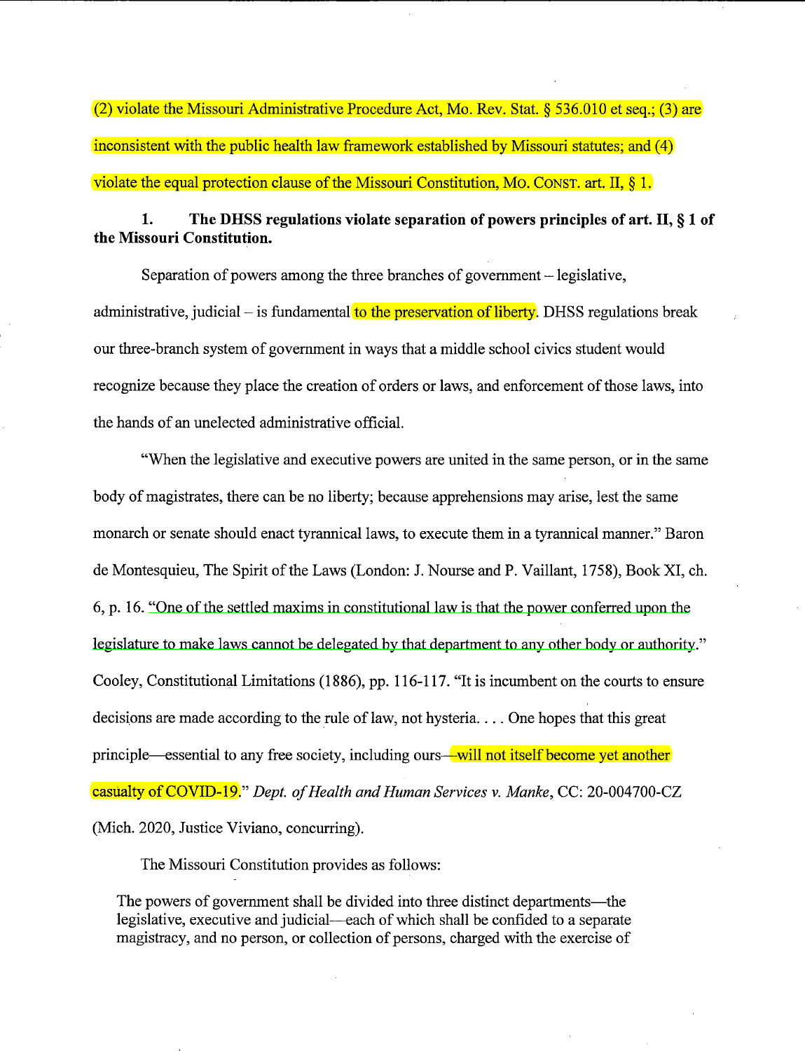(2) violate the Missouri Administrative Procedure Act, Mo. Rev. Stat. § 536.010 et seq.; (3) are inconsistent with the public health law framework established by Missouri statutes; and (4) violate the equal protection clause of the Missouri Constitution, MO. CONST. art. II, § 1.

**1. The DHSS regulations violate separation of powers principles of art. II, § 1 of the Missouri Constitution.**

Separation of powers among the three branches of government – legislative, administrative, judicial – is fundamental to the preservation of liberty. DHSS regulations break our three-branch system of government in ways that a middle school civics student would recognize because they place the creation of orders or laws, and enforcement of those laws, into the hands of an unelected administrative official.

"When the legislative and executive powers are united in the same person, or in the same body of magistrates, there can be no liberty; because apprehensions may arise, lest the same monarch or senate should enact tyrannical laws, to execute them in a tyrannical manner." Baron de Montesquieu, The Spirit of the Laws (London: J. Nourse and P. Vaillant, 1758), Book XI, ch. 6, p. 16. "One of the settled maxims in constitutional law is that the power conferred upon the legislature to make laws cannot be delegated by that department to any other body or authority." Cooley, Constitutional Limitations (1886), pp. 116-117. "It is incumbent on the courts to ensure decisions are made according to the rule of law, not hysteria. . . . One hopes that this great principle—essential to any free society, including ours—will not itself become yet another casualty of COVID-19." *Dept. of Health and Human Services v. Manke*, CC: 20-004700-CZ (Mich. 2020, Justice Viviano, concurring).

The Missouri Constitution provides as follows:

> The powers of government shall be divided into three distinct departments—the legislative, executive and judicial—each of which shall be confided to a separate magistracy, and no person, or collection of persons, charged with the exercise of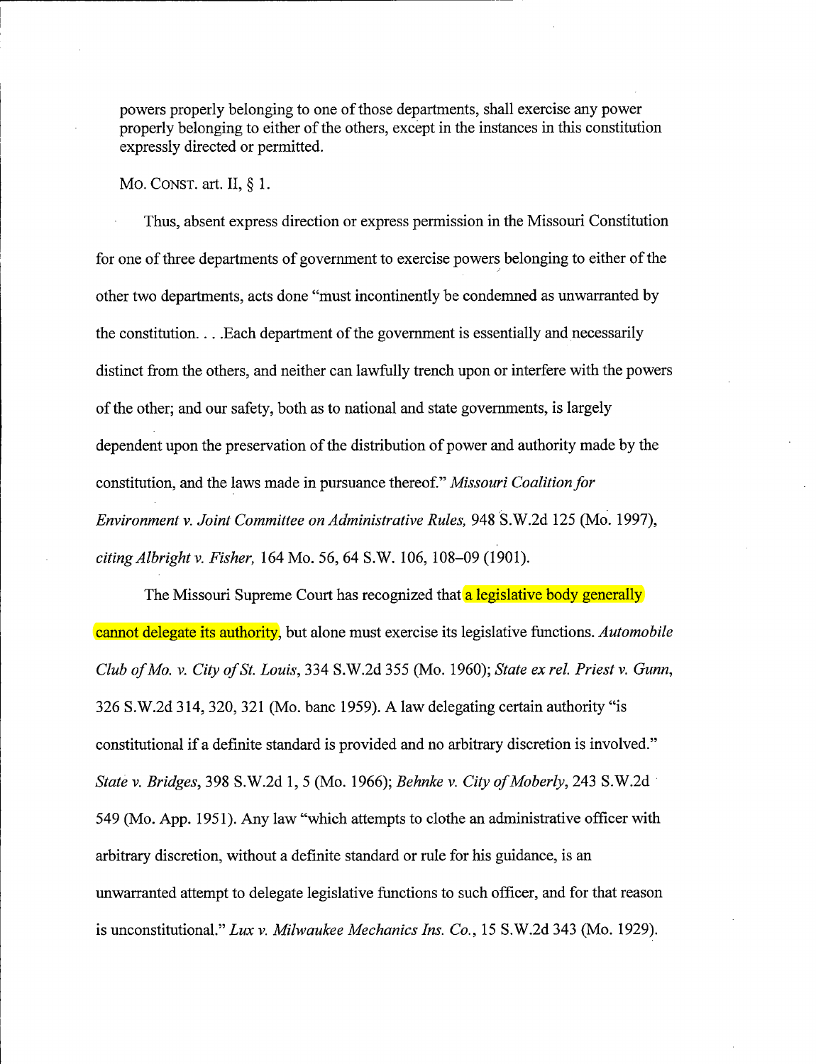powers properly belonging to one of those departments, shall exercise any power properly belonging to either of the others, except in the instances in this constitution expressly directed or permitted.

Mo. Const. art. II, § 1.

Thus, absent express direction or express permission in the Missouri Constitution for one of three departments of government to exercise powers belonging to either of the other two departments, acts done "must incontinently be condemned as unwarranted by the constitution. . . .Each department of the government is essentially and necessarily distinct from the others, and neither can lawfully trench upon or interfere with the powers of the other; and our safety, both as to national and state governments, is largely dependent upon the preservation of the distribution of power and authority made by the constitution, and the laws made in pursuance thereof." *Missouri Coalition for Environment v. Joint Committee on Administrative Rules,* 948 S.W.2d 125 (Mo. 1997), *citing Albright v. Fisher,* 164 Mo. 56, 64 S.W. 106, 108–09 (1901).

The Missouri Supreme Court has recognized that a legislative body generally cannot delegate its authority, but alone must exercise its legislative functions. *Automobile Club of Mo. v. City of St. Louis*, 334 S.W.2d 355 (Mo. 1960); *State ex rel. Priest v. Gunn*, 326 S.W.2d 314, 320, 321 (Mo. banc 1959). A law delegating certain authority "is constitutional if a definite standard is provided and no arbitrary discretion is involved." *State v. Bridges*, 398 S.W.2d 1, 5 (Mo. 1966); *Behnke v. City of Moberly*, 243 S.W.2d 549 (Mo. App. 1951). Any law "which attempts to clothe an administrative officer with arbitrary discretion, without a definite standard or rule for his guidance, is an unwarranted attempt to delegate legislative functions to such officer, and for that reason is unconstitutional." *Lux v. Milwaukee Mechanics Ins. Co.*, 15 S.W.2d 343 (Mo. 1929).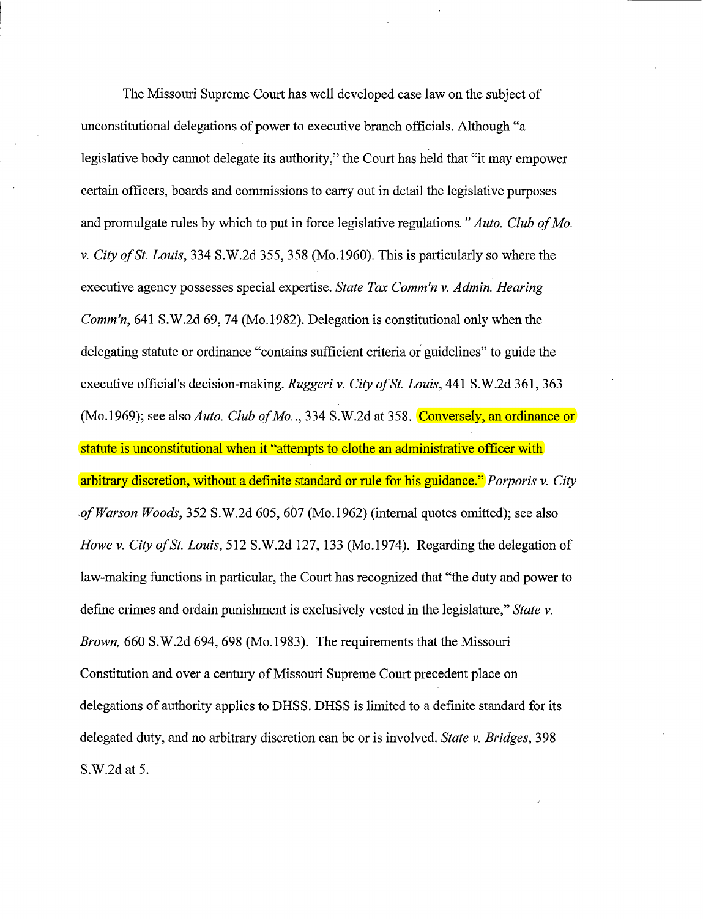The Missouri Supreme Court has well developed case law on the subject of unconstitutional delegations of power to executive branch officials. Although "a legislative body cannot delegate its authority," the Court has held that "it may empower certain officers, boards and commissions to carry out in detail the legislative purposes and promulgate rules by which to put in force legislative regulations. " *Auto. Club of Mo. v. City of St. Louis*, 334 S.W.2d 355, 358 (Mo.1960). This is particularly so where the executive agency possesses special expertise. *State Tax Comm'n v. Admin. Hearing Comm'n*, 641 S.W.2d 69, 74 (Mo.1982). Delegation is constitutional only when the delegating statute or ordinance "contains sufficient criteria or guidelines" to guide the executive official's decision-making. *Ruggeri v. City of St. Louis*, 441 S.W.2d 361, 363 (Mo.1969); see also *Auto. Club of Mo..*, 334 S.W.2d at 358. Conversely, an ordinance or statute is unconstitutional when it "attempts to clothe an administrative officer with arbitrary discretion, without a definite standard or rule for his guidance." *Porporis v. City of Warson Woods*, 352 S.W.2d 605, 607 (Mo.1962) (internal quotes omitted); see also *Howe v. City of St. Louis*, 512 S.W.2d 127, 133 (Mo.1974). Regarding the delegation of law-making functions in particular, the Court has recognized that "the duty and power to define crimes and ordain punishment is exclusively vested in the legislature," *State v. Brown,* 660 S.W.2d 694, 698 (Mo.1983). The requirements that the Missouri Constitution and over a century of Missouri Supreme Court precedent place on delegations of authority applies to DHSS. DHSS is limited to a definite standard for its delegated duty, and no arbitrary discretion can be or is involved. *State v. Bridges*, 398 S.W.2d at 5.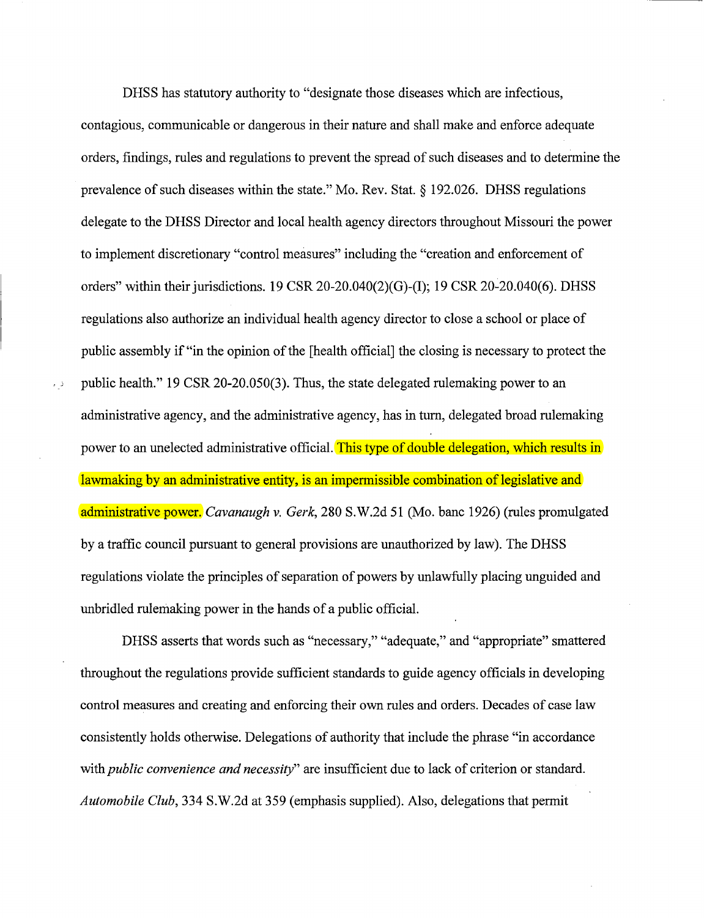DHSS has statutory authority to "designate those diseases which are infectious, contagious, communicable or dangerous in their nature and shall make and enforce adequate orders, findings, rules and regulations to prevent the spread of such diseases and to determine the prevalence of such diseases within the state." Mo. Rev. Stat. § 192.026. DHSS regulations delegate to the DHSS Director and local health agency directors throughout Missouri the power to implement discretionary "control measures" including the "creation and enforcement of orders" within their jurisdictions. 19 CSR 20-20.040(2)(G)-(I); 19 CSR 20-20.040(6). DHSS regulations also authorize an individual health agency director to close a school or place of public assembly if "in the opinion of the [health official] the closing is necessary to protect the public health." 19 CSR 20-20.050(3). Thus, the state delegated rulemaking power to an administrative agency, and the administrative agency, has in turn, delegated broad rulemaking power to an unelected administrative official. This type of double delegation, which results in lawmaking by an administrative entity, is an impermissible combination of legislative and administrative power. *Cavanaugh v. Gerk*, 280 S.W.2d 51 (Mo. banc 1926) (rules promulgated by a traffic council pursuant to general provisions are unauthorized by law). The DHSS regulations violate the principles of separation of powers by unlawfully placing unguided and unbridled rulemaking power in the hands of a public official.

DHSS asserts that words such as "necessary," "adequate," and "appropriate" smattered throughout the regulations provide sufficient standards to guide agency officials in developing control measures and creating and enforcing their own rules and orders. Decades of case law consistently holds otherwise. Delegations of authority that include the phrase "in accordance with *public convenience and necessity*" are insufficient due to lack of criterion or standard. *Automobile Club*, 334 S.W.2d at 359 (emphasis supplied). Also, delegations that permit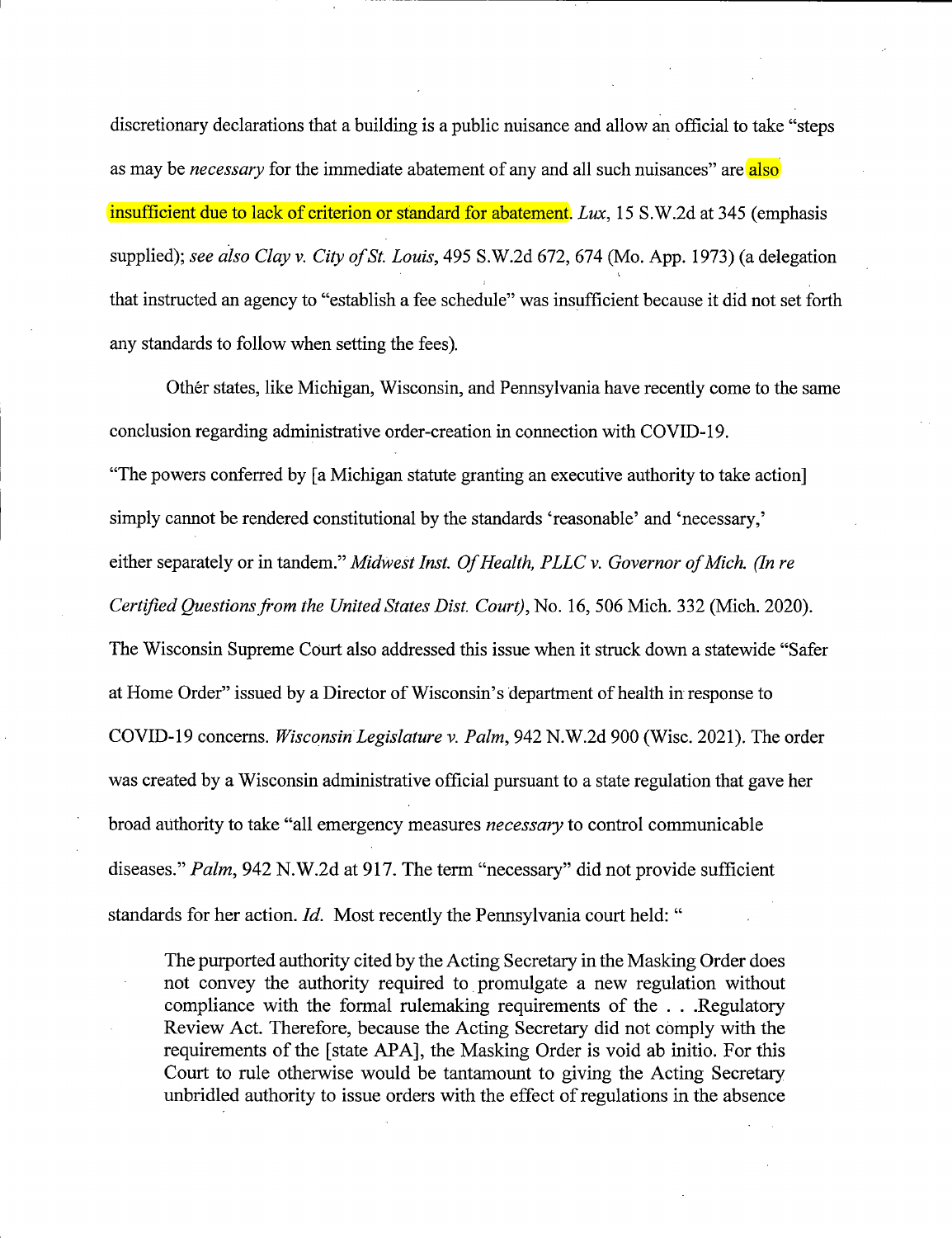discretionary declarations that a building is a public nuisance and allow an official to take "steps as may be *necessary* for the immediate abatement of any and all such nuisances" are also insufficient due to lack of criterion or standard for abatement. *Lux*, 15 S.W.2d at 345 (emphasis supplied); *see also Clay v. City of St. Louis*, 495 S.W.2d 672, 674 (Mo. App. 1973) (a delegation that instructed an agency to "establish a fee schedule" was insufficient because it did not set forth any standards to follow when setting the fees).

Other states, like Michigan, Wisconsin, and Pennsylvania have recently come to the same conclusion regarding administrative order-creation in connection with COVID-19. "The powers conferred by [a Michigan statute granting an executive authority to take action] simply cannot be rendered constitutional by the standards 'reasonable' and 'necessary,' either separately or in tandem." *Midwest Inst. Of Health, PLLC v. Governor of Mich. (In re Certified Questions from the United States Dist. Court)*, No. 16, 506 Mich. 332 (Mich. 2020). The Wisconsin Supreme Court also addressed this issue when it struck down a statewide "Safer at Home Order" issued by a Director of Wisconsin's department of health in response to COVID-19 concerns. *Wisconsin Legislature v. Palm*, 942 N.W.2d 900 (Wisc. 2021). The order was created by a Wisconsin administrative official pursuant to a state regulation that gave her broad authority to take "all emergency measures *necessary* to control communicable diseases." *Palm*, 942 N.W.2d at 917. The term "necessary" did not provide sufficient standards for her action. *Id.* Most recently the Pennsylvania court held: "

> The purported authority cited by the Acting Secretary in the Masking Order does not convey the authority required to promulgate a new regulation without compliance with the formal rulemaking requirements of the . . .Regulatory Review Act. Therefore, because the Acting Secretary did not comply with the requirements of the [state APA], the Masking Order is void ab initio. For this Court to rule otherwise would be tantamount to giving the Acting Secretary unbridled authority to issue orders with the effect of regulations in the absence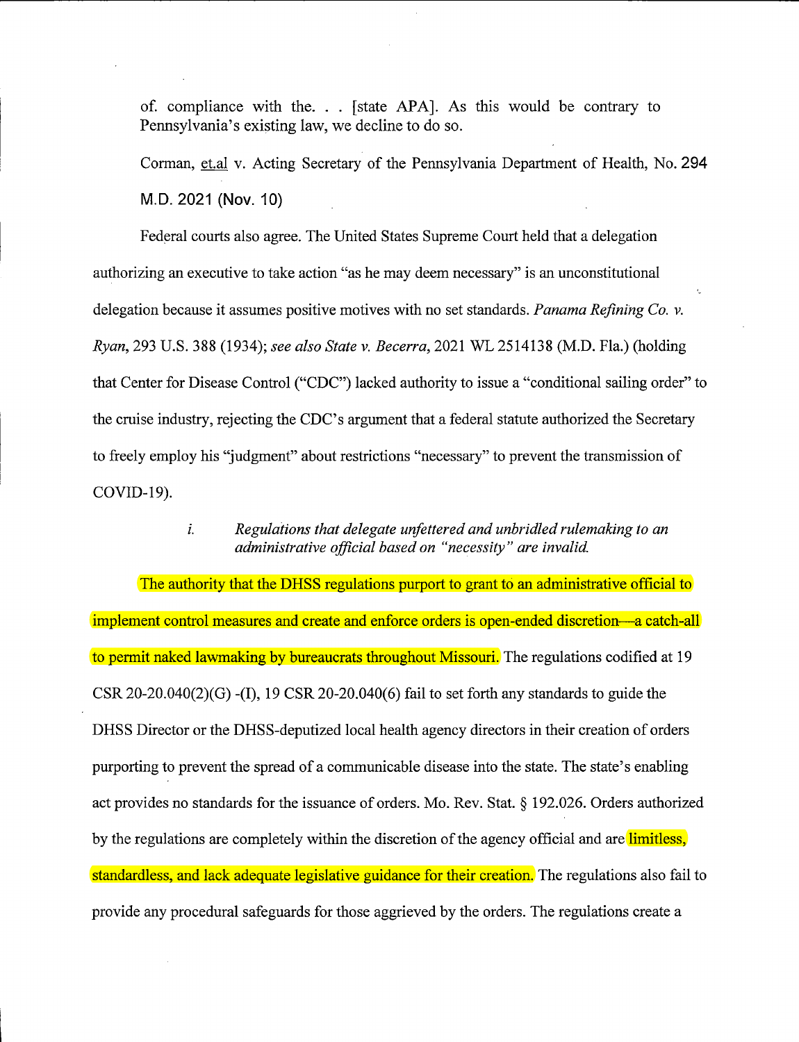of. compliance with the. . . [state APA]. As this would be contrary to Pennsylvania's existing law, we decline to do so.

Corman, et.al v. Acting Secretary of the Pennsylvania Department of Health, No. 294 M.D. 2021 (Nov. 10)

Federal courts also agree. The United States Supreme Court held that a delegation authorizing an executive to take action "as he may deem necessary" is an unconstitutional delegation because it assumes positive motives with no set standards. *Panama Refining Co. v. Ryan*, 293 U.S. 388 (1934); *see also State v. Becerra*, 2021 WL 2514138 (M.D. Fla.) (holding that Center for Disease Control ("CDC") lacked authority to issue a "conditional sailing order" to the cruise industry, rejecting the CDC's argument that a federal statute authorized the Secretary to freely employ his "judgment" about restrictions "necessary" to prevent the transmission of COVID-19).

*i. Regulations that delegate unfettered and unbridled rulemaking to an administrative official based on "necessity" are invalid.*

The authority that the DHSS regulations purport to grant to an administrative official to implement control measures and create and enforce orders is open-ended discretion—a catch-all to permit naked lawmaking by bureaucrats throughout Missouri. The regulations codified at 19 CSR 20-20.040(2)(G) -(I), 19 CSR 20-20.040(6) fail to set forth any standards to guide the DHSS Director or the DHSS-deputized local health agency directors in their creation of orders purporting to prevent the spread of a communicable disease into the state. The state's enabling act provides no standards for the issuance of orders. Mo. Rev. Stat. § 192.026. Orders authorized by the regulations are completely within the discretion of the agency official and are limitless, standardless, and lack adequate legislative guidance for their creation. The regulations also fail to provide any procedural safeguards for those aggrieved by the orders. The regulations create a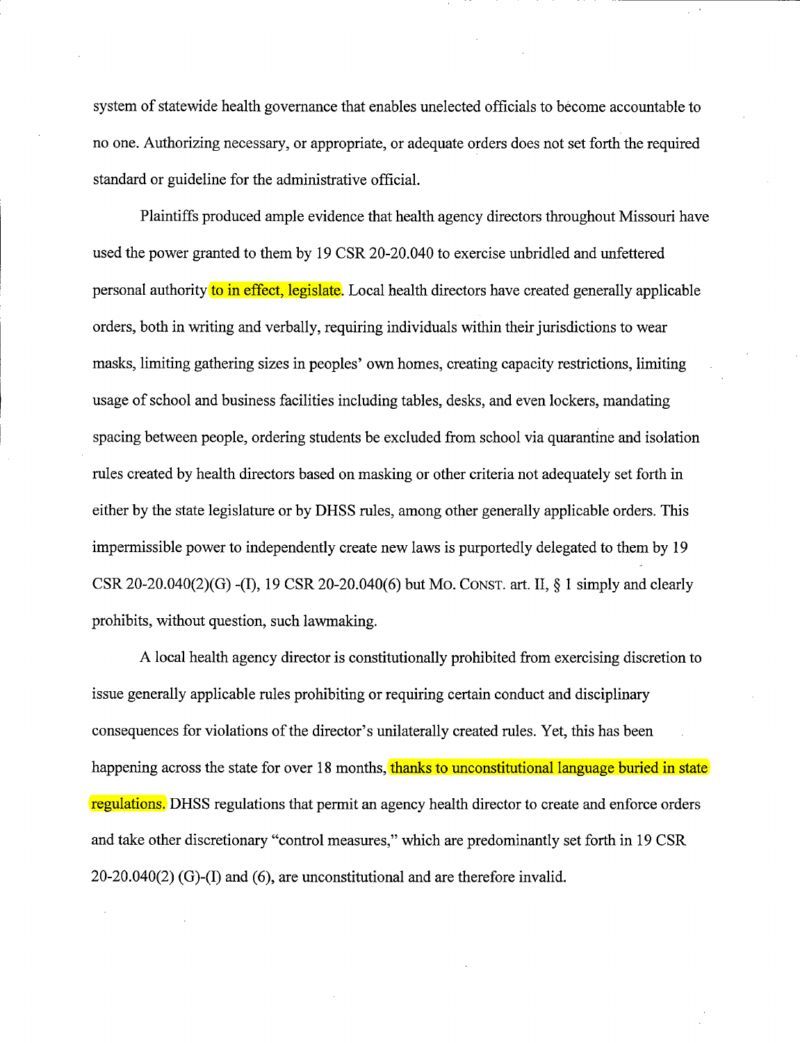system of statewide health governance that enables unelected officials to become accountable to no one. Authorizing necessary, or appropriate, or adequate orders does not set forth the required standard or guideline for the administrative official.

Plaintiffs produced ample evidence that health agency directors throughout Missouri have used the power granted to them by 19 CSR 20-20.040 to exercise unbridled and unfettered personal authority to in effect, legislate. Local health directors have created generally applicable orders, both in writing and verbally, requiring individuals within their jurisdictions to wear masks, limiting gathering sizes in peoples' own homes, creating capacity restrictions, limiting usage of school and business facilities including tables, desks, and even lockers, mandating spacing between people, ordering students be excluded from school via quarantine and isolation rules created by health directors based on masking or other criteria not adequately set forth in either by the state legislature or by DHSS rules, among other generally applicable orders. This impermissible power to independently create new laws is purportedly delegated to them by 19 CSR 20-20.040(2)(G) -(I), 19 CSR 20-20.040(6) but MO. CONST. art. II, § 1 simply and clearly prohibits, without question, such lawmaking.

A local health agency director is constitutionally prohibited from exercising discretion to issue generally applicable rules prohibiting or requiring certain conduct and disciplinary consequences for violations of the director's unilaterally created rules. Yet, this has been happening across the state for over 18 months, thanks to unconstitutional language buried in state regulations. DHSS regulations that permit an agency health director to create and enforce orders and take other discretionary "control measures," which are predominantly set forth in 19 CSR 20-20.040(2) (G)-(I) and (6), are unconstitutional and are therefore invalid.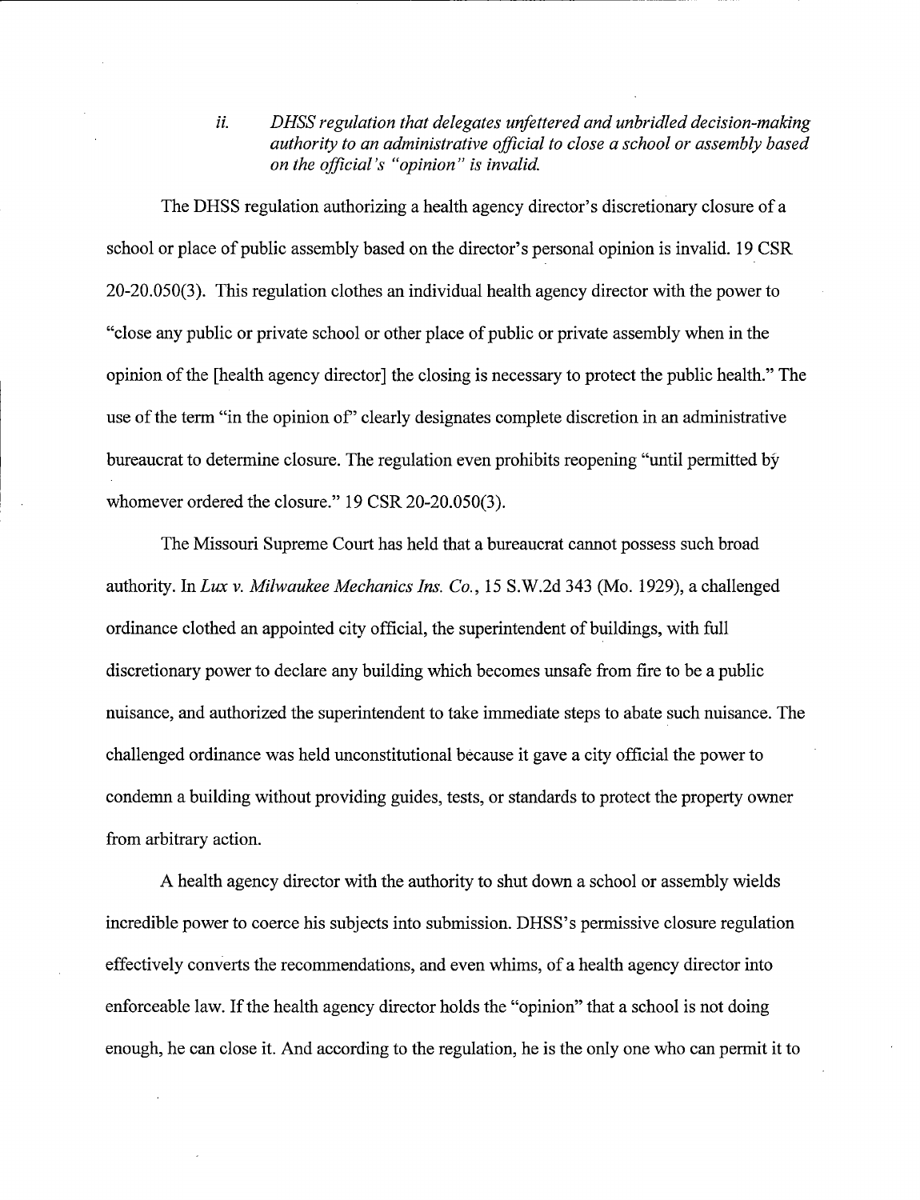*ii. DHSS regulation that delegates unfettered and unbridled decision-making authority to an administrative official to close a school or assembly based on the official's "opinion" is invalid.*

The DHSS regulation authorizing a health agency director's discretionary closure of a school or place of public assembly based on the director's personal opinion is invalid. 19 CSR 20-20.050(3). This regulation clothes an individual health agency director with the power to "close any public or private school or other place of public or private assembly when in the opinion of the [health agency director] the closing is necessary to protect the public health." The use of the term "in the opinion of" clearly designates complete discretion in an administrative bureaucrat to determine closure. The regulation even prohibits reopening "until permitted by whomever ordered the closure." 19 CSR 20-20.050(3).

The Missouri Supreme Court has held that a bureaucrat cannot possess such broad authority. In *Lux v. Milwaukee Mechanics Ins. Co.*, 15 S.W.2d 343 (Mo. 1929), a challenged ordinance clothed an appointed city official, the superintendent of buildings, with full discretionary power to declare any building which becomes unsafe from fire to be a public nuisance, and authorized the superintendent to take immediate steps to abate such nuisance. The challenged ordinance was held unconstitutional because it gave a city official the power to condemn a building without providing guides, tests, or standards to protect the property owner from arbitrary action.

A health agency director with the authority to shut down a school or assembly wields incredible power to coerce his subjects into submission. DHSS's permissive closure regulation effectively converts the recommendations, and even whims, of a health agency director into enforceable law. If the health agency director holds the "opinion" that a school is not doing enough, he can close it. And according to the regulation, he is the only one who can permit it to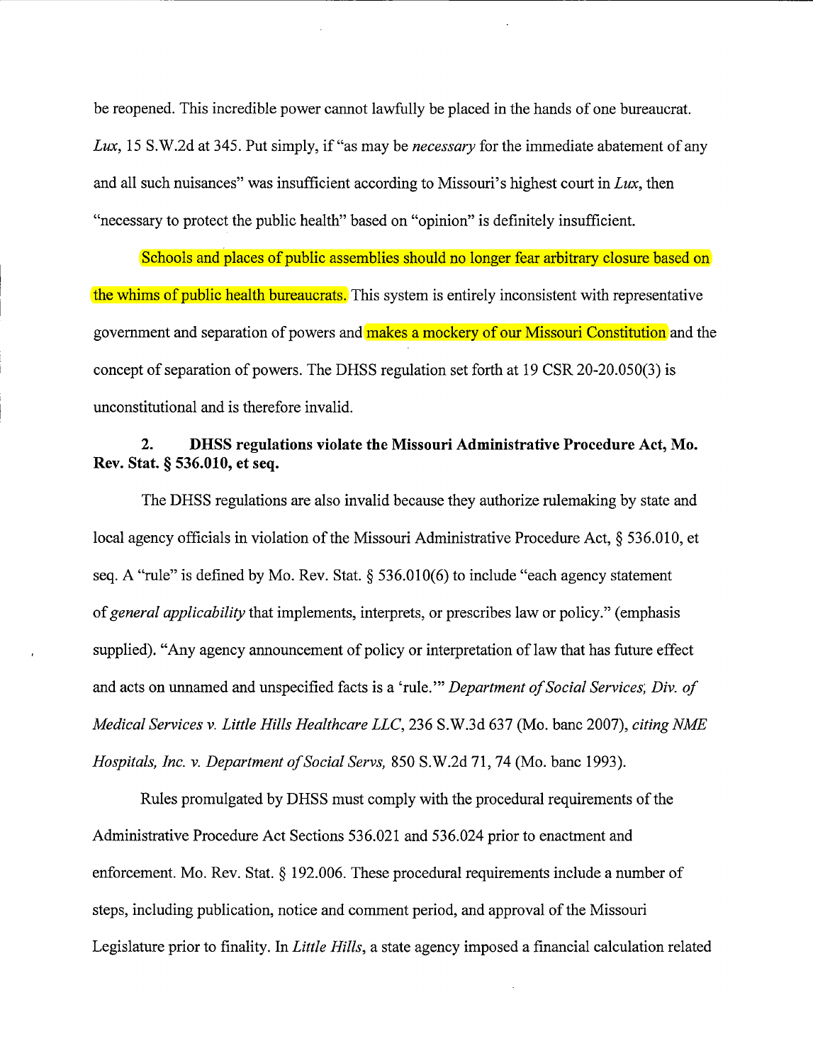be reopened. This incredible power cannot lawfully be placed in the hands of one bureaucrat. *Lux*, 15 S.W.2d at 345. Put simply, if "as may be *necessary* for the immediate abatement of any and all such nuisances" was insufficient according to Missouri's highest court in *Lux*, then "necessary to protect the public health" based on "opinion" is definitely insufficient.

Schools and places of public assemblies should no longer fear arbitrary closure based on the whims of public health bureaucrats. This system is entirely inconsistent with representative government and separation of powers and makes a mockery of our Missouri Constitution and the concept of separation of powers. The DHSS regulation set forth at 19 CSR 20-20.050(3) is unconstitutional and is therefore invalid.

**2. DHSS regulations violate the Missouri Administrative Procedure Act, Mo. Rev. Stat. § 536.010, et seq.**

The DHSS regulations are also invalid because they authorize rulemaking by state and local agency officials in violation of the Missouri Administrative Procedure Act, § 536.010, et seq. A "rule" is defined by Mo. Rev. Stat. § 536.010(6) to include "each agency statement of *general applicability* that implements, interprets, or prescribes law or policy." (emphasis supplied). "Any agency announcement of policy or interpretation of law that has future effect and acts on unnamed and unspecified facts is a 'rule.'" *Department of Social Services, Div. of Medical Services v. Little Hills Healthcare LLC*, 236 S.W.3d 637 (Mo. banc 2007), *citing NME Hospitals, Inc. v. Department of Social Servs,* 850 S.W.2d 71, 74 (Mo. banc 1993).

Rules promulgated by DHSS must comply with the procedural requirements of the Administrative Procedure Act Sections 536.021 and 536.024 prior to enactment and enforcement. Mo. Rev. Stat. § 192.006. These procedural requirements include a number of steps, including publication, notice and comment period, and approval of the Missouri Legislature prior to finality. In *Little Hills*, a state agency imposed a financial calculation related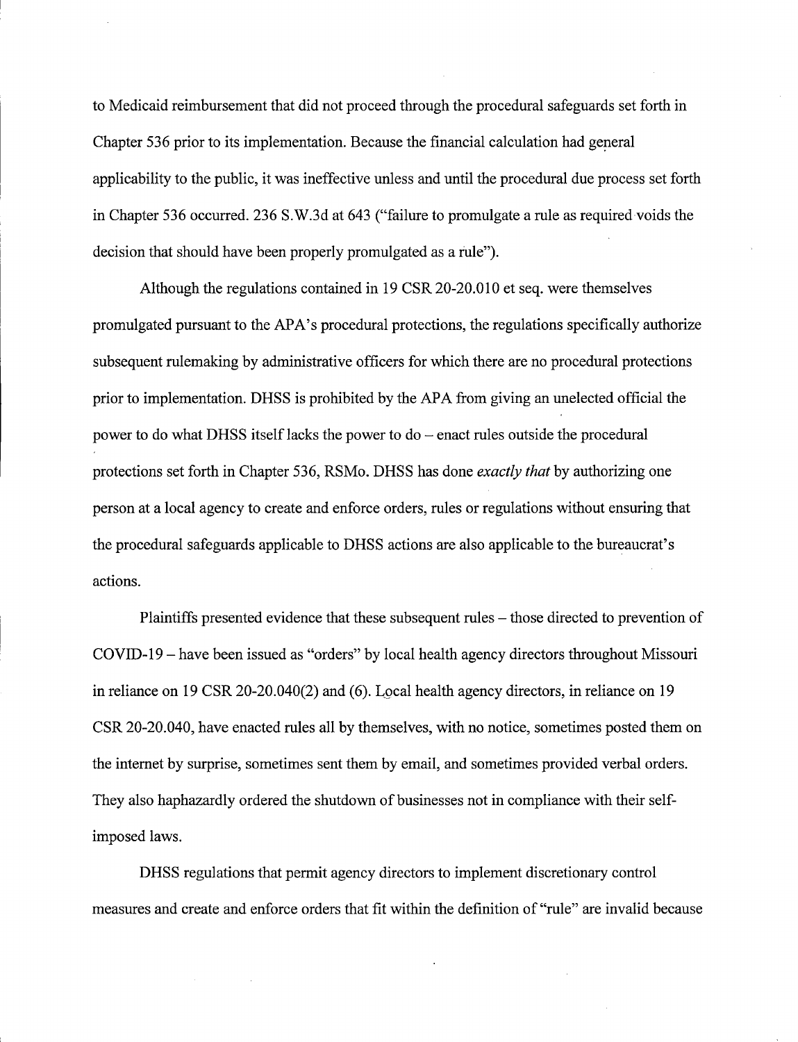to Medicaid reimbursement that did not proceed through the procedural safeguards set forth in Chapter 536 prior to its implementation. Because the financial calculation had general applicability to the public, it was ineffective unless and until the procedural due process set forth in Chapter 536 occurred. 236 S.W.3d at 643 ("failure to promulgate a rule as required voids the decision that should have been properly promulgated as a rule").

Although the regulations contained in 19 CSR 20-20.010 et seq. were themselves promulgated pursuant to the APA's procedural protections, the regulations specifically authorize subsequent rulemaking by administrative officers for which there are no procedural protections prior to implementation. DHSS is prohibited by the APA from giving an unelected official the power to do what DHSS itself lacks the power to do – enact rules outside the procedural protections set forth in Chapter 536, RSMo. DHSS has done *exactly that* by authorizing one person at a local agency to create and enforce orders, rules or regulations without ensuring that the procedural safeguards applicable to DHSS actions are also applicable to the bureaucrat's actions.

Plaintiffs presented evidence that these subsequent rules – those directed to prevention of COVID-19 – have been issued as "orders" by local health agency directors throughout Missouri in reliance on 19 CSR 20-20.040(2) and (6). Local health agency directors, in reliance on 19 CSR 20-20.040, have enacted rules all by themselves, with no notice, sometimes posted them on the internet by surprise, sometimes sent them by email, and sometimes provided verbal orders. They also haphazardly ordered the shutdown of businesses not in compliance with their self-imposed laws.

DHSS regulations that permit agency directors to implement discretionary control measures and create and enforce orders that fit within the definition of "rule" are invalid because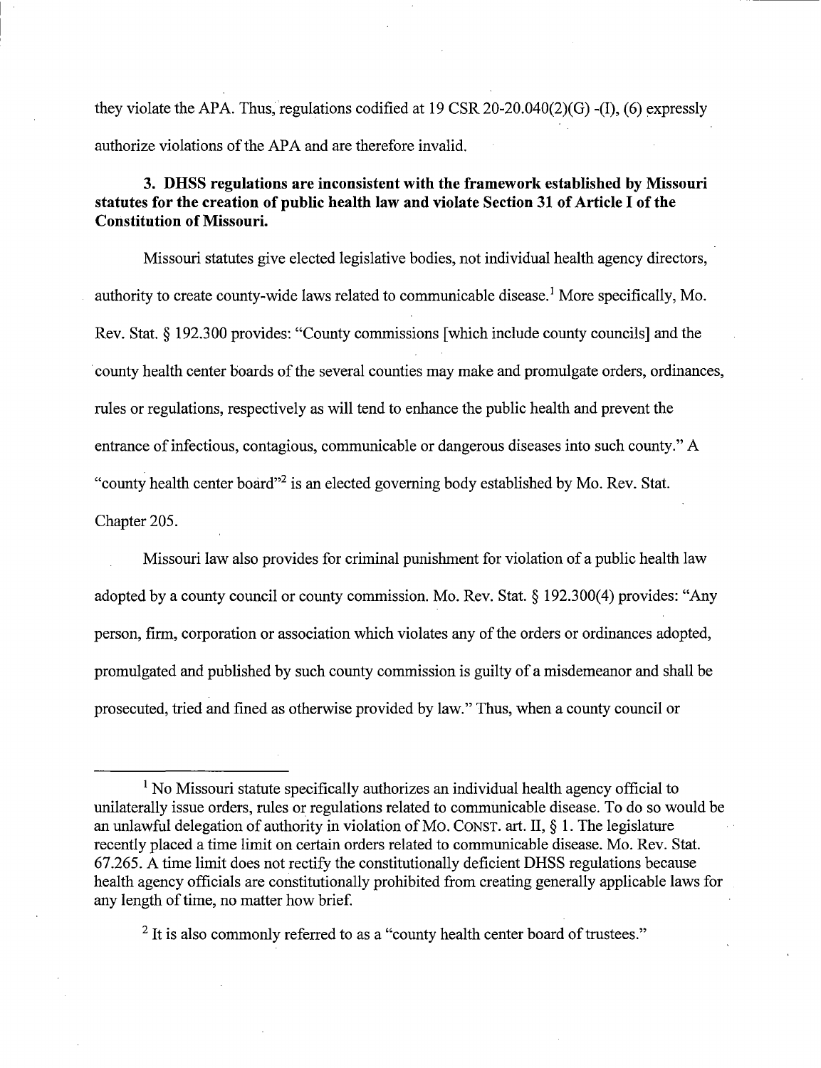they violate the APA. Thus, regulations codified at 19 CSR 20-20.040(2)(G) -(I), (6) expressly authorize violations of the APA and are therefore invalid.

### 3. DHSS regulations are inconsistent with the framework established by Missouri statutes for the creation of public health law and violate Section 31 of Article I of the Constitution of Missouri.

Missouri statutes give elected legislative bodies, not individual health agency directors, authority to create county-wide laws related to communicable disease.[1] More specifically, Mo. Rev. Stat. § 192.300 provides: "County commissions [which include county councils] and the county health center boards of the several counties may make and promulgate orders, ordinances, rules or regulations, respectively as will tend to enhance the public health and prevent the entrance of infectious, contagious, communicable or dangerous diseases into such county." A "county health center board"[2] is an elected governing body established by Mo. Rev. Stat. Chapter 205.

Missouri law also provides for criminal punishment for violation of a public health law adopted by a county council or county commission. Mo. Rev. Stat. § 192.300(4) provides: "Any person, firm, corporation or association which violates any of the orders or ordinances adopted, promulgated and published by such county commission is guilty of a misdemeanor and shall be prosecuted, tried and fined as otherwise provided by law." Thus, when a county council or

---

[1] No Missouri statute specifically authorizes an individual health agency official to unilaterally issue orders, rules or regulations related to communicable disease. To do so would be an unlawful delegation of authority in violation of MO. CONST. art. II, § 1. The legislature recently placed a time limit on certain orders related to communicable disease. Mo. Rev. Stat. 67.265. A time limit does not rectify the constitutionally deficient DHSS regulations because health agency officials are constitutionally prohibited from creating generally applicable laws for any length of time, no matter how brief.

[2] It is also commonly referred to as a "county health center board of trustees."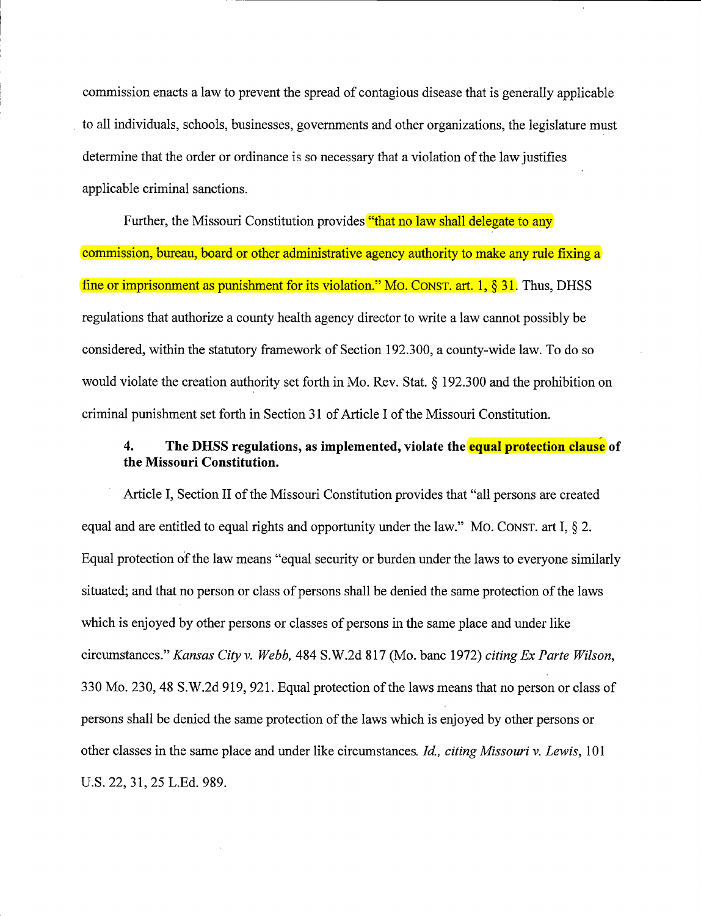commission enacts a law to prevent the spread of contagious disease that is generally applicable to all individuals, schools, businesses, governments and other organizations, the legislature must determine that the order or ordinance is so necessary that a violation of the law justifies applicable criminal sanctions.

Further, the Missouri Constitution provides "that no law shall delegate to any commission, bureau, board or other administrative agency authority to make any rule fixing a fine or imprisonment as punishment for its violation." MO. CONST. art. 1, § 31. Thus, DHSS regulations that authorize a county health agency director to write a law cannot possibly be considered, within the statutory framework of Section 192.300, a county-wide law. To do so would violate the creation authority set forth in Mo. Rev. Stat. § 192.300 and the prohibition on criminal punishment set forth in Section 31 of Article I of the Missouri Constitution.

### 4. The DHSS regulations, as implemented, violate the equal protection clause of the Missouri Constitution.

Article I, Section II of the Missouri Constitution provides that "all persons are created equal and are entitled to equal rights and opportunity under the law." MO. CONST. art I, § 2. Equal protection of the law means "equal security or burden under the laws to everyone similarly situated; and that no person or class of persons shall be denied the same protection of the laws which is enjoyed by other persons or classes of persons in the same place and under like circumstances." *Kansas City v. Webb,* 484 S.W.2d 817 (Mo. banc 1972) *citing Ex Parte Wilson,* 330 Mo. 230, 48 S.W.2d 919, 921. Equal protection of the laws means that no person or class of persons shall be denied the same protection of the laws which is enjoyed by other persons or other classes in the same place and under like circumstances. *Id., citing Missouri v. Lewis,* 101 U.S. 22, 31, 25 L.Ed. 989.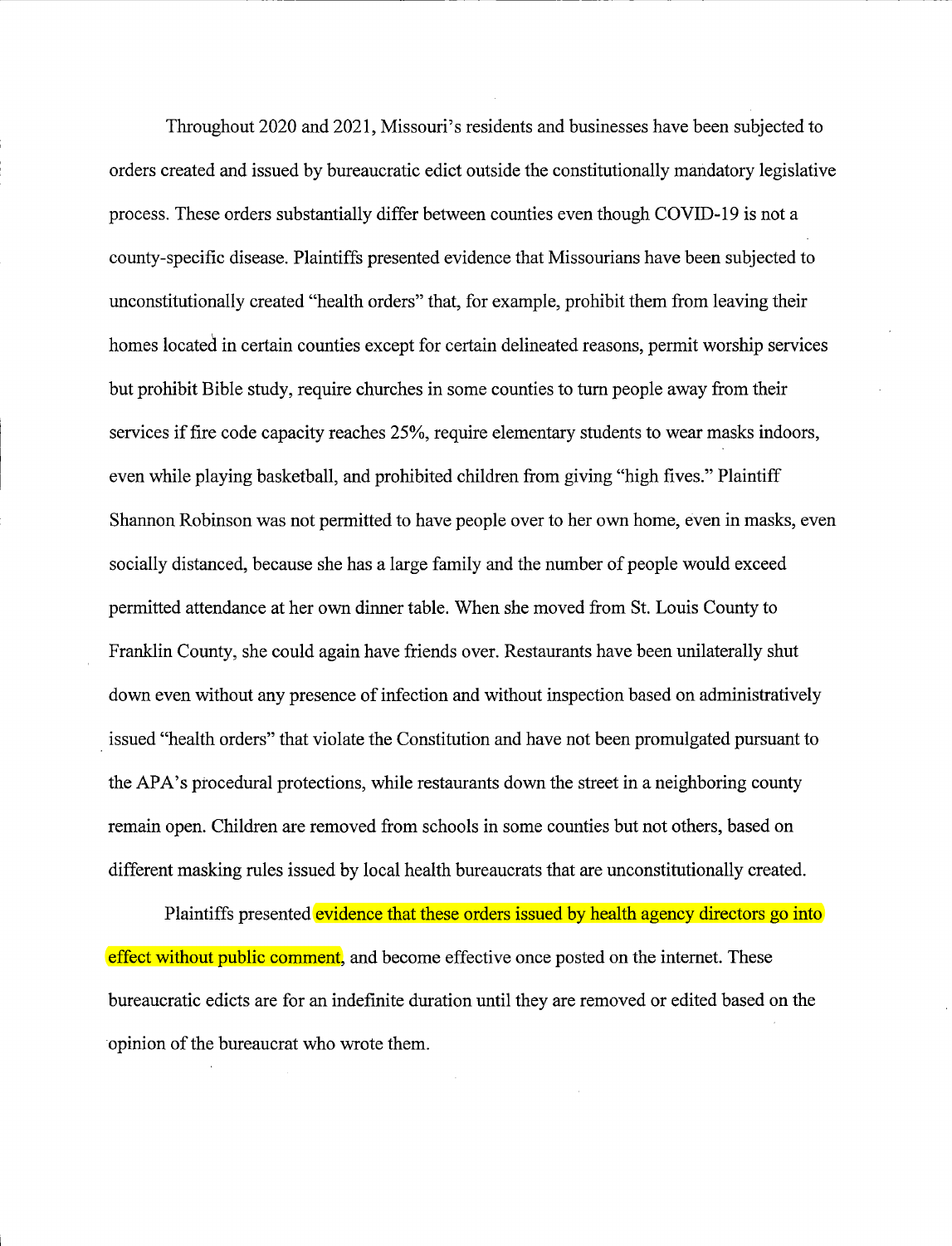Throughout 2020 and 2021, Missouri's residents and businesses have been subjected to orders created and issued by bureaucratic edict outside the constitutionally mandatory legislative process. These orders substantially differ between counties even though COVID-19 is not a county-specific disease. Plaintiffs presented evidence that Missourians have been subjected to unconstitutionally created "health orders" that, for example, prohibit them from leaving their homes located in certain counties except for certain delineated reasons, permit worship services but prohibit Bible study, require churches in some counties to turn people away from their services if fire code capacity reaches 25%, require elementary students to wear masks indoors, even while playing basketball, and prohibited children from giving "high fives." Plaintiff Shannon Robinson was not permitted to have people over to her own home, even in masks, even socially distanced, because she has a large family and the number of people would exceed permitted attendance at her own dinner table. When she moved from St. Louis County to Franklin County, she could again have friends over. Restaurants have been unilaterally shut down even without any presence of infection and without inspection based on administratively issued "health orders" that violate the Constitution and have not been promulgated pursuant to the APA's procedural protections, while restaurants down the street in a neighboring county remain open. Children are removed from schools in some counties but not others, based on different masking rules issued by local health bureaucrats that are unconstitutionally created.

Plaintiffs presented evidence that these orders issued by health agency directors go into effect without public comment, and become effective once posted on the internet. These bureaucratic edicts are for an indefinite duration until they are removed or edited based on the opinion of the bureaucrat who wrote them.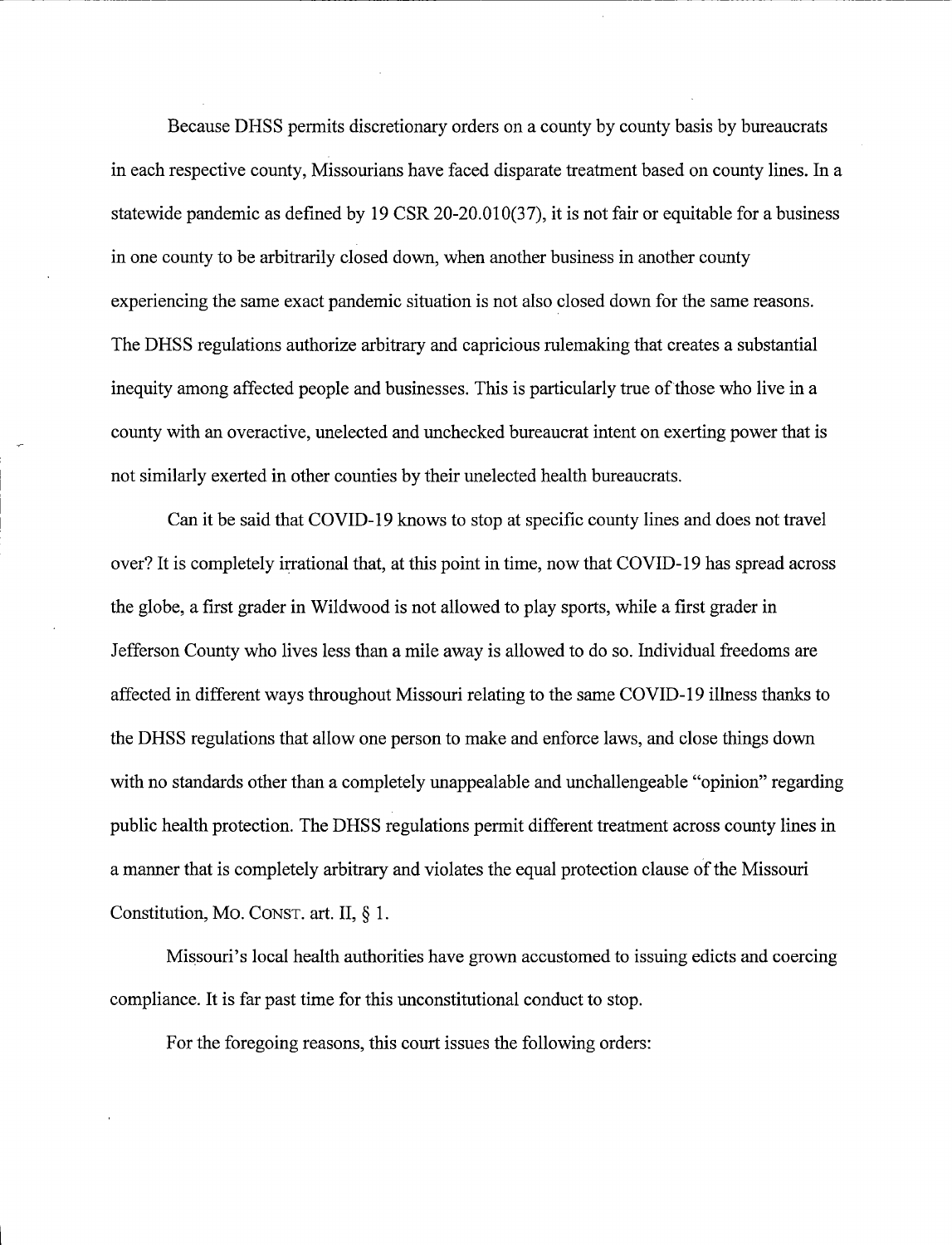Because DHSS permits discretionary orders on a county by county basis by bureaucrats in each respective county, Missourians have faced disparate treatment based on county lines. In a statewide pandemic as defined by 19 CSR 20-20.010(37), it is not fair or equitable for a business in one county to be arbitrarily closed down, when another business in another county experiencing the same exact pandemic situation is not also closed down for the same reasons. The DHSS regulations authorize arbitrary and capricious rulemaking that creates a substantial inequity among affected people and businesses. This is particularly true of those who live in a county with an overactive, unelected and unchecked bureaucrat intent on exerting power that is not similarly exerted in other counties by their unelected health bureaucrats.

Can it be said that COVID-19 knows to stop at specific county lines and does not travel over? It is completely irrational that, at this point in time, now that COVID-19 has spread across the globe, a first grader in Wildwood is not allowed to play sports, while a first grader in Jefferson County who lives less than a mile away is allowed to do so. Individual freedoms are affected in different ways throughout Missouri relating to the same COVID-19 illness thanks to the DHSS regulations that allow one person to make and enforce laws, and close things down with no standards other than a completely unappealable and unchallengeable "opinion" regarding public health protection. The DHSS regulations permit different treatment across county lines in a manner that is completely arbitrary and violates the equal protection clause of the Missouri Constitution, MO. CONST. art. II, § 1.

Missouri's local health authorities have grown accustomed to issuing edicts and coercing compliance. It is far past time for this unconstitutional conduct to stop.

For the foregoing reasons, this court issues the following orders: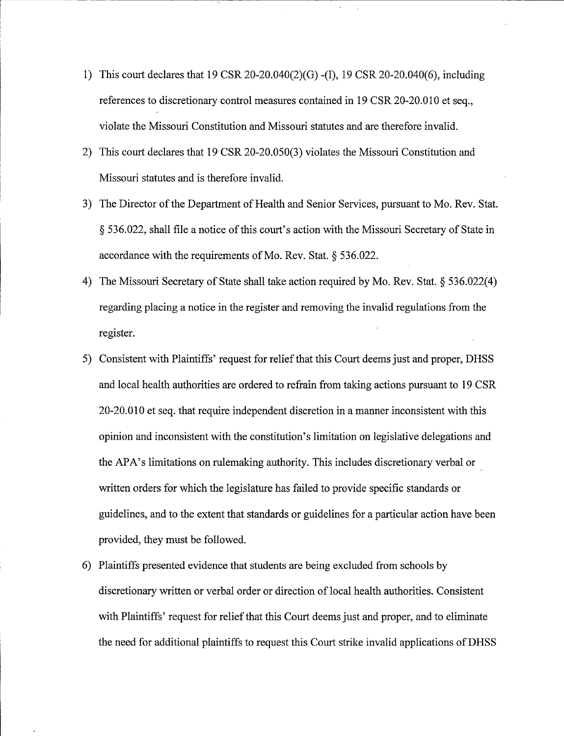1) This court declares that 19 CSR 20-20.040(2)(G) -(I), 19 CSR 20-20.040(6), including references to discretionary control measures contained in 19 CSR 20-20.010 et seq., violate the Missouri Constitution and Missouri statutes and are therefore invalid.

2) This court declares that 19 CSR 20-20.050(3) violates the Missouri Constitution and Missouri statutes and is therefore invalid.

3) The Director of the Department of Health and Senior Services, pursuant to Mo. Rev. Stat. § 536.022, shall file a notice of this court's action with the Missouri Secretary of State in accordance with the requirements of Mo. Rev. Stat. § 536.022.

4) The Missouri Secretary of State shall take action required by Mo. Rev. Stat. § 536.022(4) regarding placing a notice in the register and removing the invalid regulations from the register.

5) Consistent with Plaintiffs' request for relief that this Court deems just and proper, DHSS and local health authorities are ordered to refrain from taking actions pursuant to 19 CSR 20-20.010 et seq. that require independent discretion in a manner inconsistent with this opinion and inconsistent with the constitution's limitation on legislative delegations and the APA's limitations on rulemaking authority. This includes discretionary verbal or written orders for which the legislature has failed to provide specific standards or guidelines, and to the extent that standards or guidelines for a particular action have been provided, they must be followed.

6) Plaintiffs presented evidence that students are being excluded from schools by discretionary written or verbal order or direction of local health authorities. Consistent with Plaintiffs' request for relief that this Court deems just and proper, and to eliminate the need for additional plaintiffs to request this Court strike invalid applications of DHSS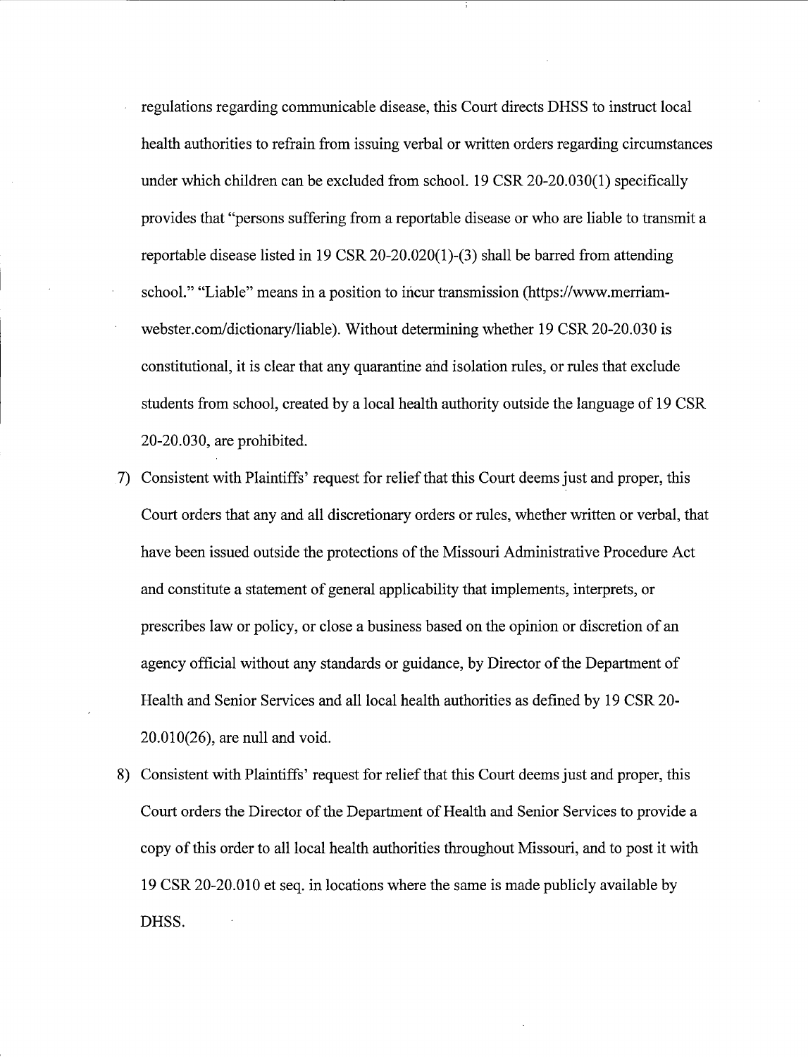regulations regarding communicable disease, this Court directs DHSS to instruct local health authorities to refrain from issuing verbal or written orders regarding circumstances under which children can be excluded from school. 19 CSR 20-20.030(1) specifically provides that "persons suffering from a reportable disease or who are liable to transmit a reportable disease listed in 19 CSR 20-20.020(1)-(3) shall be barred from attending school." "Liable" means in a position to incur transmission (https://www.merriam-webster.com/dictionary/liable). Without determining whether 19 CSR 20-20.030 is constitutional, it is clear that any quarantine and isolation rules, or rules that exclude students from school, created by a local health authority outside the language of 19 CSR 20-20.030, are prohibited.

7) Consistent with Plaintiffs' request for relief that this Court deems just and proper, this Court orders that any and all discretionary orders or rules, whether written or verbal, that have been issued outside the protections of the Missouri Administrative Procedure Act and constitute a statement of general applicability that implements, interprets, or prescribes law or policy, or close a business based on the opinion or discretion of an agency official without any standards or guidance, by Director of the Department of Health and Senior Services and all local health authorities as defined by 19 CSR 20-20.010(26), are null and void.

8) Consistent with Plaintiffs' request for relief that this Court deems just and proper, this Court orders the Director of the Department of Health and Senior Services to provide a copy of this order to all local health authorities throughout Missouri, and to post it with 19 CSR 20-20.010 et seq. in locations where the same is made publicly available by DHSS.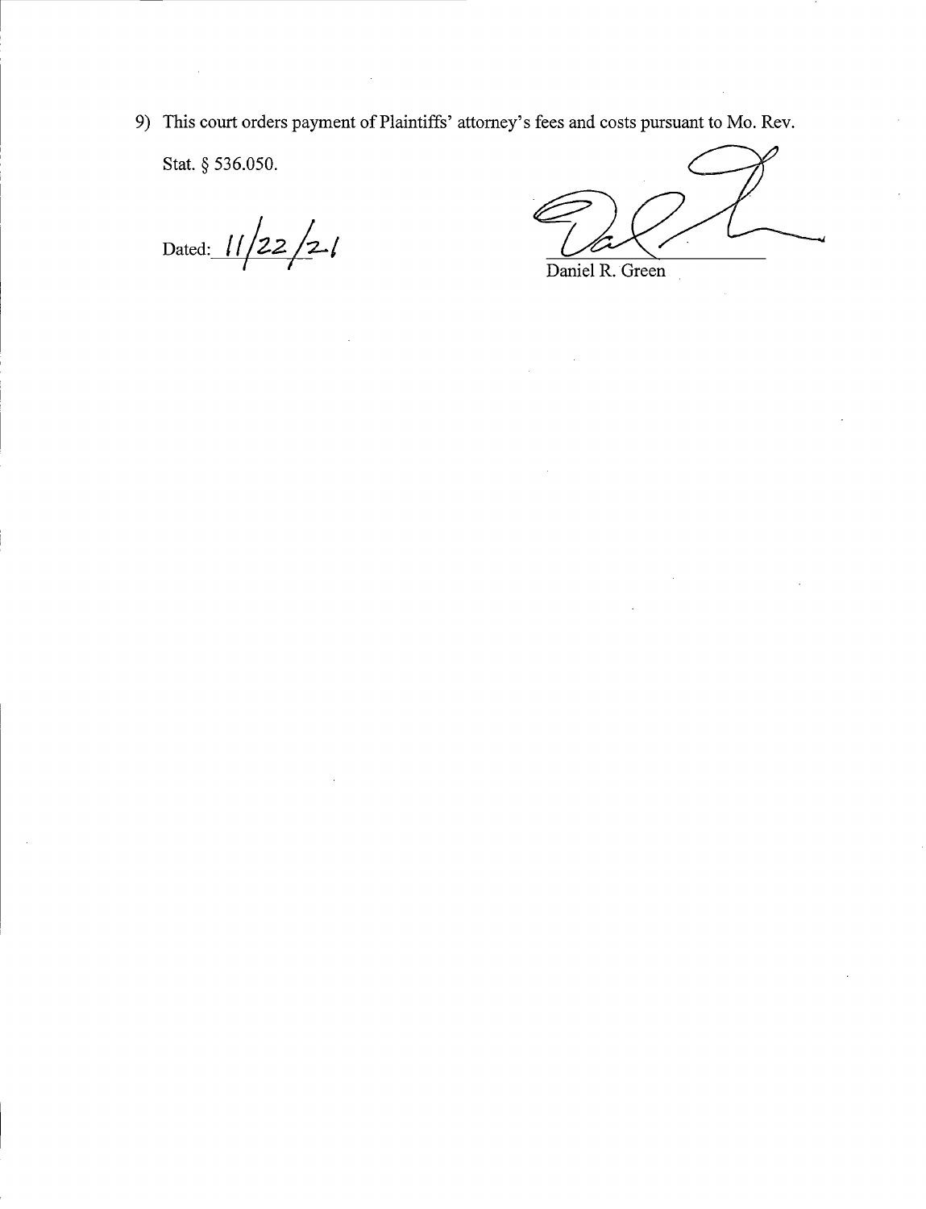9) This court orders payment of Plaintiffs' attorney's fees and costs pursuant to Mo. Rev. Stat. § 536.050.

Dated: 11/22/21

Daniel R. Green